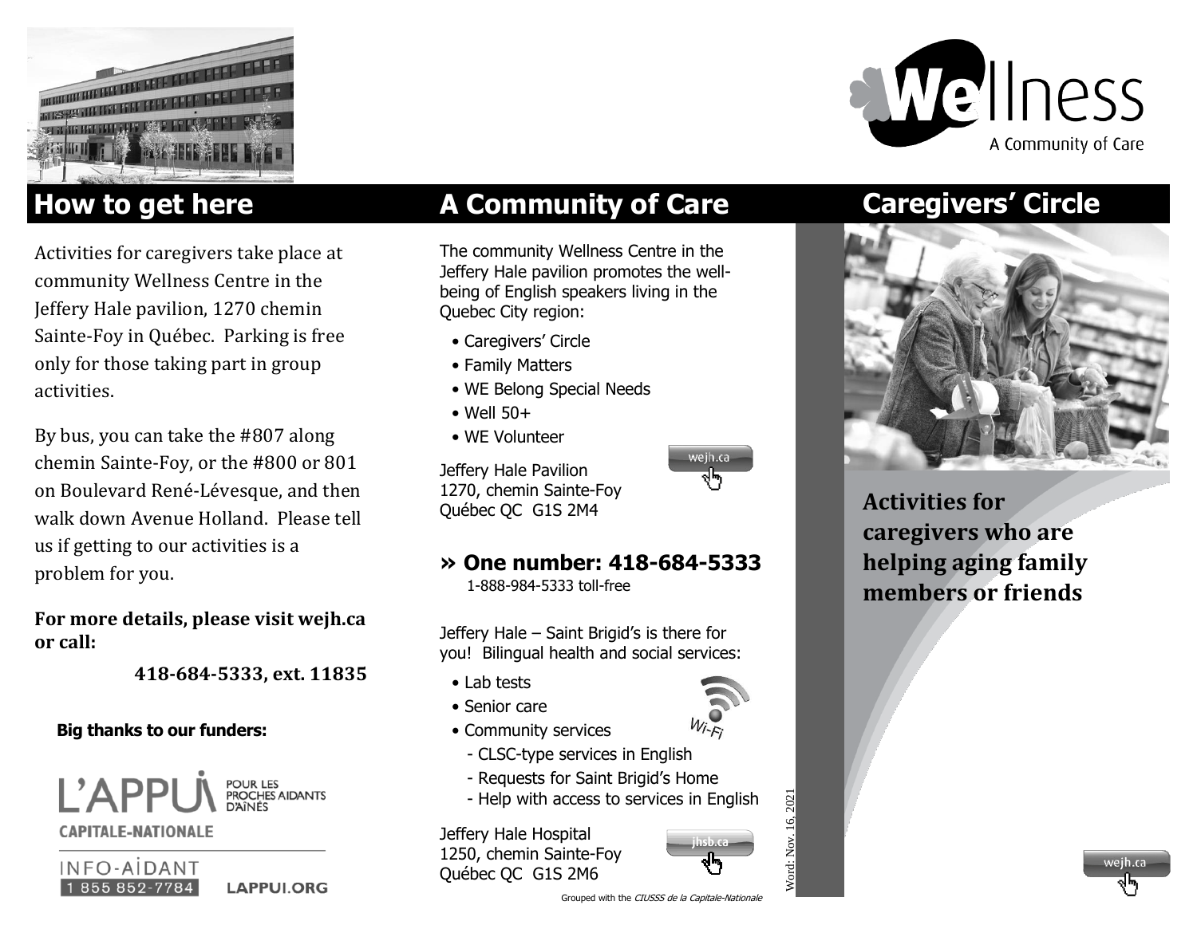# How to get here

Activities for caregivers take place at community Wellness Centre in the Jeffery Hale pavilion, 1270 chemin Sainte-Foy in Québec. Parking is free only for those taking part in group activities.

By bus, you can take the #807 along chemin Sainte-Foy, or the #800 or 801 on Boulevard René-Lévesque, and then walk down Avenue Holland. Please tell us if getting to our activities is a problem for you.

**For more details, please visit wejh.ca or call:**

**418-684-5333, ext. 11835**

**Big thanks to our funders:**

L'APPUI POUR LES PROCHES AIDANTS D'AÎNÉS
CAPITALE-NATIONALE

INFO-AIDANT 1 855 852-7784 LAPPUI.ORG

# A Community of Care

The community Wellness Centre in the Jeffery Hale pavilion promotes the well-being of English speakers living in the Quebec City region:

- Caregivers' Circle
- Family Matters
- WE Belong Special Needs
- Well 50+
- WE Volunteer

Jeffery Hale Pavilion
1270, chemin Sainte-Foy
Québec QC G1S 2M4

wejh.ca

## » One number: 418-684-5333

1-888-984-5333 toll-free

Jeffery Hale – Saint Brigid's is there for you! Bilingual health and social services:

- Lab tests
- Senior care
- Community services
  - CLSC-type services in English
  - Requests for Saint Brigid's Home
  - Help with access to services in English

Wi-Fi

Jeffery Hale Hospital
1250, chemin Sainte-Foy
Québec QC G1S 2M6

jhsb.ca

Grouped with the *CIUSSS de la Capitale-Nationale*

Word: Nov. 16, 2021

Wellness
A Community of Care

# Caregivers' Circle

**Activities for caregivers who are helping aging family members or friends**

wejh.ca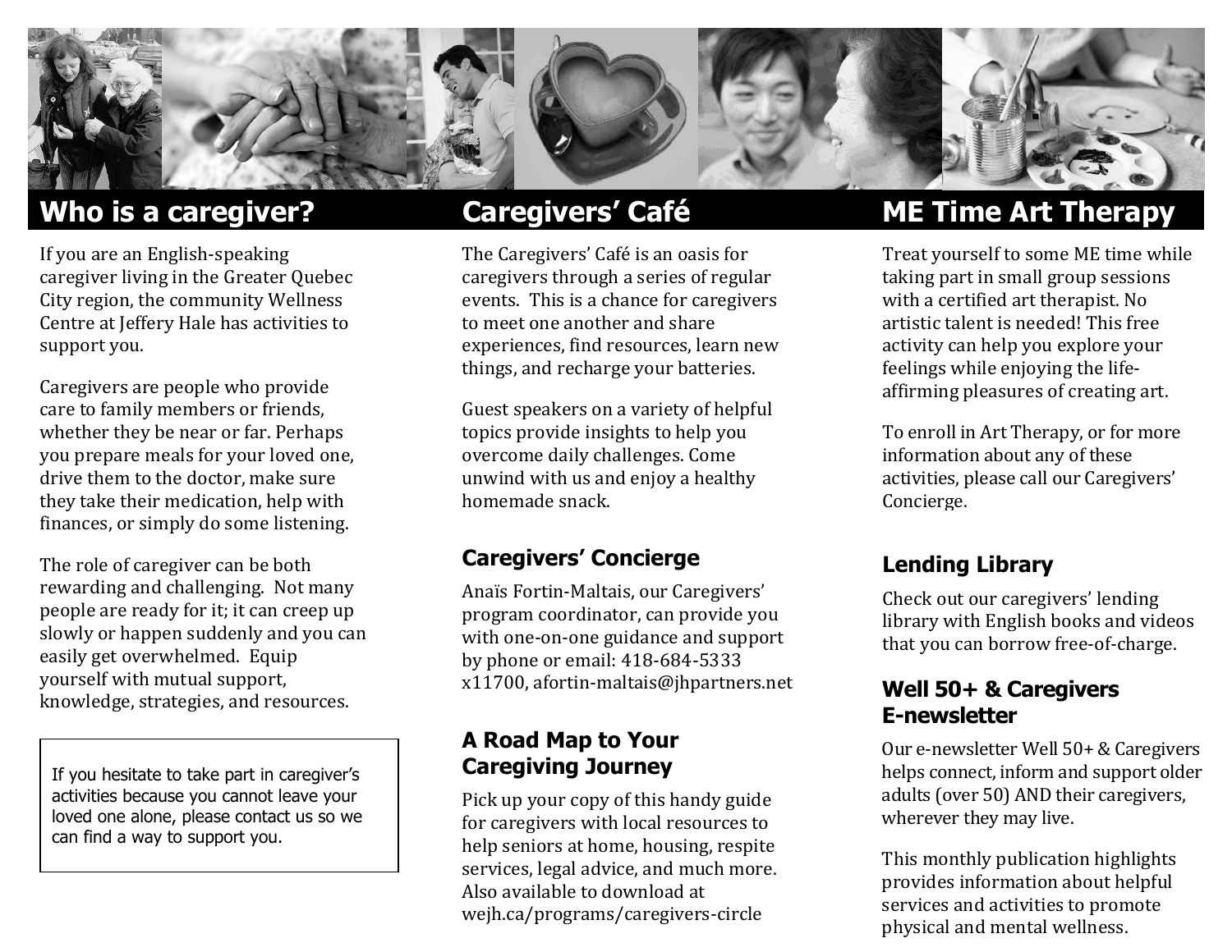## Who is a caregiver?

If you are an English-speaking caregiver living in the Greater Quebec City region, the community Wellness Centre at Jeffery Hale has activities to support you.

Caregivers are people who provide care to family members or friends, whether they be near or far. Perhaps you prepare meals for your loved one, drive them to the doctor, make sure they take their medication, help with finances, or simply do some listening.

The role of caregiver can be both rewarding and challenging. Not many people are ready for it; it can creep up slowly or happen suddenly and you can easily get overwhelmed. Equip yourself with mutual support, knowledge, strategies, and resources.

> If you hesitate to take part in caregiver's activities because you cannot leave your loved one alone, please contact us so we can find a way to support you.

## Caregivers' Café

The Caregivers' Café is an oasis for caregivers through a series of regular events. This is a chance for caregivers to meet one another and share experiences, find resources, learn new things, and recharge your batteries.

Guest speakers on a variety of helpful topics provide insights to help you overcome daily challenges. Come unwind with us and enjoy a healthy homemade snack.

### Caregivers' Concierge

Anaïs Fortin-Maltais, our Caregivers' program coordinator, can provide you with one-on-one guidance and support by phone or email: 418-684-5333 x11700, afortin-maltais@jhpartners.net

### A Road Map to Your Caregiving Journey

Pick up your copy of this handy guide for caregivers with local resources to help seniors at home, housing, respite services, legal advice, and much more. Also available to download at wejh.ca/programs/caregivers-circle

## ME Time Art Therapy

Treat yourself to some ME time while taking part in small group sessions with a certified art therapist. No artistic talent is needed! This free activity can help you explore your feelings while enjoying the life-affirming pleasures of creating art.

To enroll in Art Therapy, or for more information about any of these activities, please call our Caregivers' Concierge.

### Lending Library

Check out our caregivers' lending library with English books and videos that you can borrow free-of-charge.

### Well 50+ & Caregivers E-newsletter

Our e-newsletter Well 50+ & Caregivers helps connect, inform and support older adults (over 50) AND their caregivers, wherever they may live.

This monthly publication highlights provides information about helpful services and activities to promote physical and mental wellness.